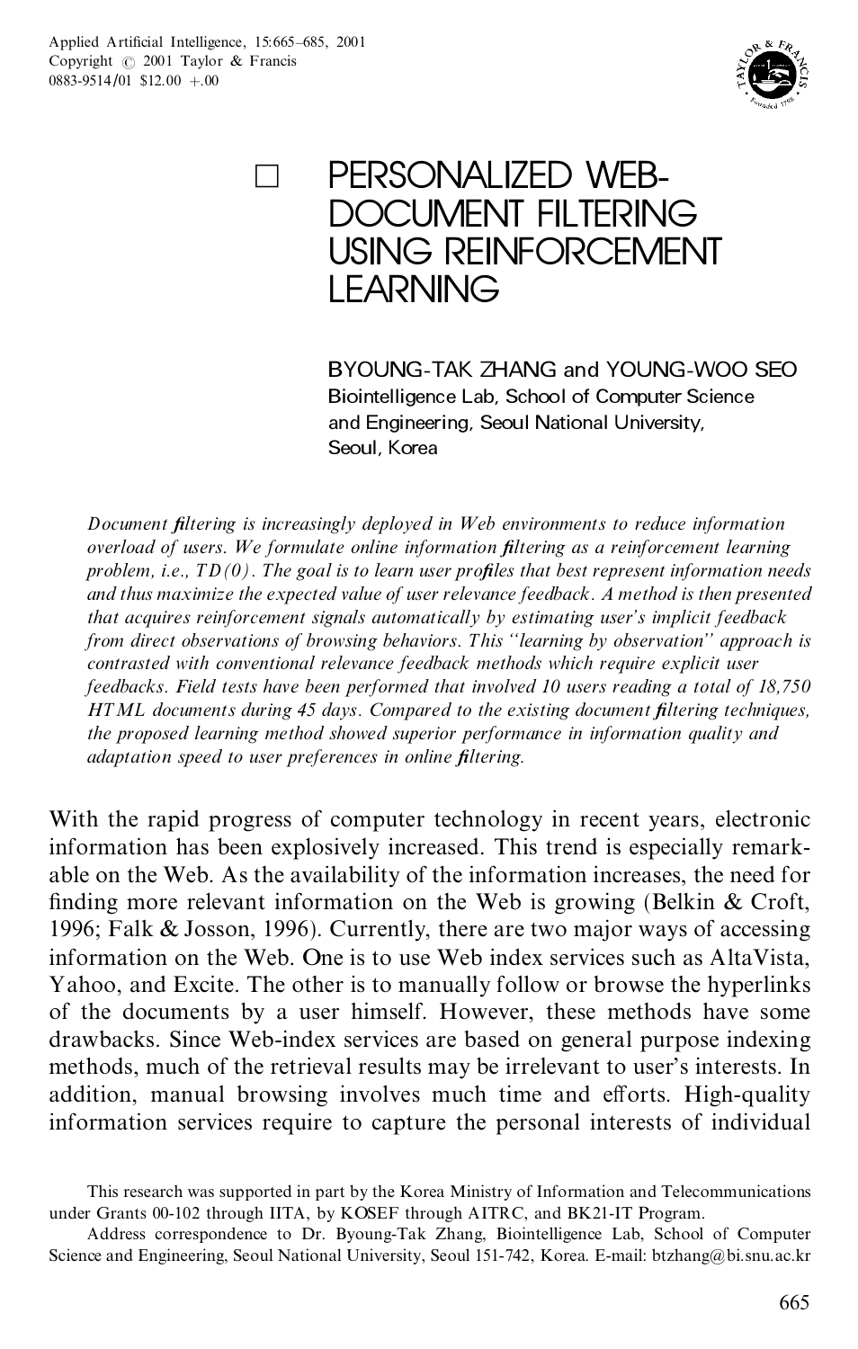# PERSONALIZED WEB-DOCUMENT FILTERING USING REINFORCEMENT LEARNING

BYOUNG-TAK ZHANG and YOUNG-WOO SEO
Biointelligence Lab, School of Computer Science and Engineering, Seoul National University, Seoul, Korea

*Document filtering is increasingly deployed in Web environments to reduce information overload of users. We formulate online information filtering as a reinforcement learning problem, i.e., TD(0). The goal is to learn user profiles that best represent information needs and thus maximize the expected value of user relevance feedback. A method is then presented that acquires reinforcement signals automatically by estimating user's implicit feedback from direct observations of browsing behaviors. This "learning by observation" approach is contrasted with conventional relevance feedback methods which require explicit user feedbacks. Field tests have been performed that involved 10 users reading a total of 18,750 HTML documents during 45 days. Compared to the existing document filtering techniques, the proposed learning method showed superior performance in information quality and adaptation speed to user preferences in online filtering.*

With the rapid progress of computer technology in recent years, electronic information has been explosively increased. This trend is especially remarkable on the Web. As the availability of the information increases, the need for finding more relevant information on the Web is growing (Belkin & Croft, 1996; Falk & Josson, 1996). Currently, there are two major ways of accessing information on the Web. One is to use Web index services such as AltaVista, Yahoo, and Excite. The other is to manually follow or browse the hyperlinks of the documents by a user himself. However, these methods have some drawbacks. Since Web-index services are based on general purpose indexing methods, much of the retrieval results may be irrelevant to user's interests. In addition, manual browsing involves much time and efforts. High-quality information services require to capture the personal interests of individual

This research was supported in part by the Korea Ministry of Information and Telecommunications under Grants 00-102 through IITA, by KOSEF through AITRC, and BK21-IT Program.

Address correspondence to Dr. Byoung-Tak Zhang, Biointelligence Lab, School of Computer Science and Engineering, Seoul National University, Seoul 151-742, Korea. E-mail: btzhang@bi.snu.ac.kr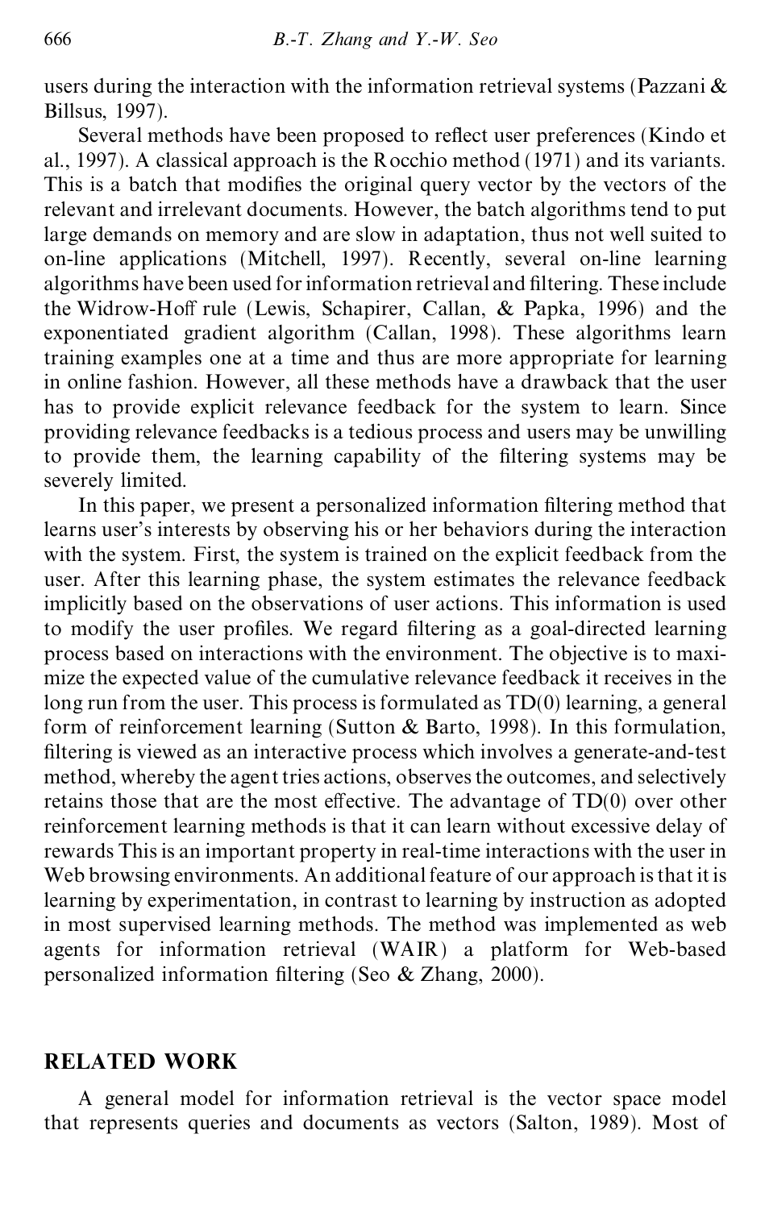users during the interaction with the information retrieval systems (Pazzani & Billsus, 1997).

Several methods have been proposed to reflect user preferences (Kindo et al., 1997). A classical approach is the Rocchio method (1971) and its variants. This is a batch that modifies the original query vector by the vectors of the relevant and irrelevant documents. However, the batch algorithms tend to put large demands on memory and are slow in adaptation, thus not well suited to on-line applications (Mitchell, 1997). Recently, several on-line learning algorithms have been used for information retrieval and filtering. These include the Widrow-Hoff rule (Lewis, Schapirer, Callan, & Papka, 1996) and the exponentiated gradient algorithm (Callan, 1998). These algorithms learn training examples one at a time and thus are more appropriate for learning in online fashion. However, all these methods have a drawback that the user has to provide explicit relevance feedback for the system to learn. Since providing relevance feedbacks is a tedious process and users may be unwilling to provide them, the learning capability of the filtering systems may be severely limited.

In this paper, we present a personalized information filtering method that learns user's interests by observing his or her behaviors during the interaction with the system. First, the system is trained on the explicit feedback from the user. After this learning phase, the system estimates the relevance feedback implicitly based on the observations of user actions. This information is used to modify the user profiles. We regard filtering as a goal-directed learning process based on interactions with the environment. The objective is to maximize the expected value of the cumulative relevance feedback it receives in the long run from the user. This process is formulated as TD(0) learning, a general form of reinforcement learning (Sutton & Barto, 1998). In this formulation, filtering is viewed as an interactive process which involves a generate-and-test method, whereby the agent tries actions, observes the outcomes, and selectively retains those that are the most effective. The advantage of TD(0) over other reinforcement learning methods is that it can learn without excessive delay of rewards This is an important property in real-time interactions with the user in Web browsing environments. An additional feature of our approach is that it is learning by experimentation, in contrast to learning by instruction as adopted in most supervised learning methods. The method was implemented as web agents for information retrieval (WAIR) a platform for Web-based personalized information filtering (Seo & Zhang, 2000).

## RELATED WORK

A general model for information retrieval is the vector space model that represents queries and documents as vectors (Salton, 1989). Most of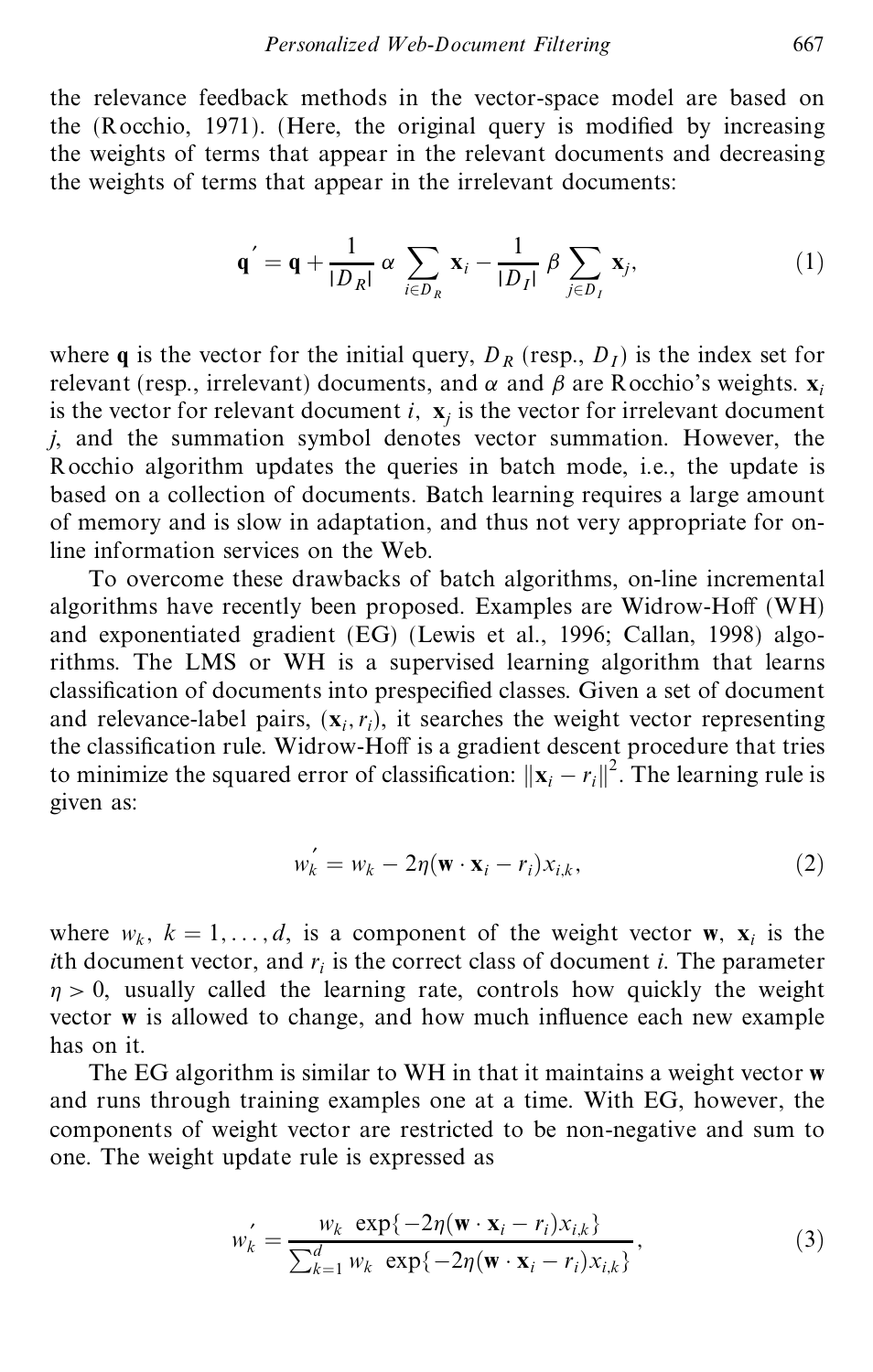the relevance feedback methods in the vector-space model are based on the (Rocchio, 1971). (Here, the original query is modified by increasing the weights of terms that appear in the relevant documents and decreasing the weights of terms that appear in the irrelevant documents:

$$\mathbf{q}' = \mathbf{q} + \frac{1}{|D_R|} \alpha \sum_{i \in D_R} \mathbf{x}_i - \frac{1}{|D_I|} \beta \sum_{j \in D_I} \mathbf{x}_j, \tag{1}$$

where $\mathbf{q}$ is the vector for the initial query, $D_R$ (resp., $D_I$) is the index set for relevant (resp., irrelevant) documents, and $\alpha$ and $\beta$ are Rocchio's weights. $\mathbf{x}_i$ is the vector for relevant document $i$, $\mathbf{x}_j$ is the vector for irrelevant document $j$, and the summation symbol denotes vector summation. However, the Rocchio algorithm updates the queries in batch mode, i.e., the update is based on a collection of documents. Batch learning requires a large amount of memory and is slow in adaptation, and thus not very appropriate for on-line information services on the Web.

To overcome these drawbacks of batch algorithms, on-line incremental algorithms have recently been proposed. Examples are Widrow-Hoff (WH) and exponentiated gradient (EG) (Lewis et al., 1996; Callan, 1998) algorithms. The LMS or WH is a supervised learning algorithm that learns classification of documents into prespecified classes. Given a set of document and relevance-label pairs, $(\mathbf{x}_i, r_i)$, it searches the weight vector representing the classification rule. Widrow-Hoff is a gradient descent procedure that tries to minimize the squared error of classification: $\|\mathbf{x}_i - r_i\|^2$. The learning rule is given as:

$$w_k' = w_k - 2\eta(\mathbf{w} \cdot \mathbf{x}_i - r_i)x_{i,k}, \tag{2}$$

where $w_k$, $k = 1, \ldots, d$, is a component of the weight vector $\mathbf{w}$, $\mathbf{x}_i$ is the $i$th document vector, and $r_i$ is the correct class of document $i$. The parameter $\eta > 0$, usually called the learning rate, controls how quickly the weight vector $\mathbf{w}$ is allowed to change, and how much influence each new example has on it.

The EG algorithm is similar to WH in that it maintains a weight vector $\mathbf{w}$ and runs through training examples one at a time. With EG, however, the components of weight vector are restricted to be non-negative and sum to one. The weight update rule is expressed as

$$w_k' = \frac{w_k \ \exp\{-2\eta(\mathbf{w} \cdot \mathbf{x}_i - r_i)x_{i,k}\}}{\sum_{k=1}^{d} w_k \ \exp\{-2\eta(\mathbf{w} \cdot \mathbf{x}_i - r_i)x_{i,k}\}}, \tag{3}$$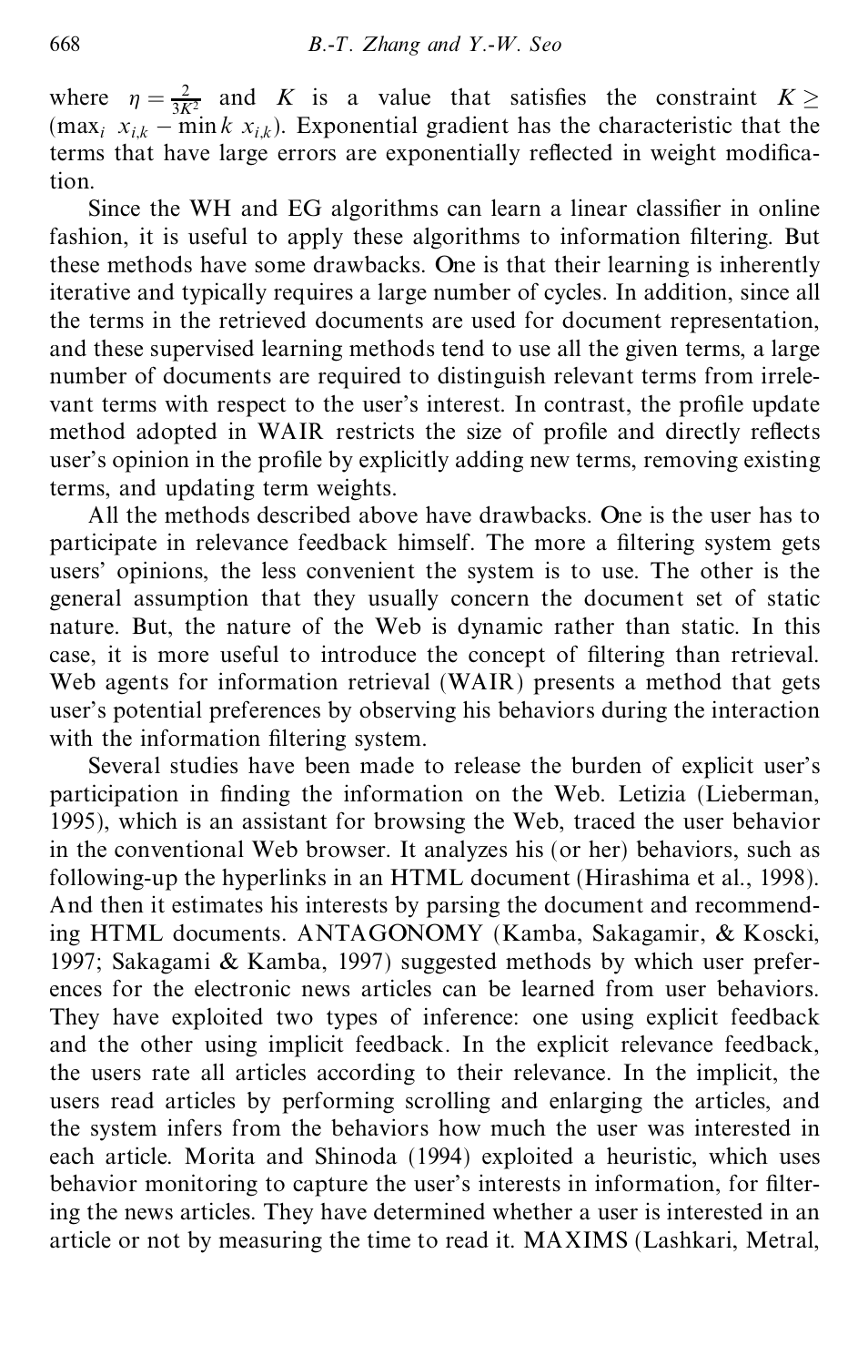where $\eta = \frac{2}{3K^2}$ and $K$ is a value that satisfies the constraint $K \geq (\max_i x_{i,k} - \min k \; x_{i,k})$. Exponential gradient has the characteristic that the terms that have large errors are exponentially reflected in weight modification.

Since the WH and EG algorithms can learn a linear classifier in online fashion, it is useful to apply these algorithms to information filtering. But these methods have some drawbacks. One is that their learning is inherently iterative and typically requires a large number of cycles. In addition, since all the terms in the retrieved documents are used for document representation, and these supervised learning methods tend to use all the given terms, a large number of documents are required to distinguish relevant terms from irrelevant terms with respect to the user's interest. In contrast, the profile update method adopted in WAIR restricts the size of profile and directly reflects user's opinion in the profile by explicitly adding new terms, removing existing terms, and updating term weights.

All the methods described above have drawbacks. One is the user has to participate in relevance feedback himself. The more a filtering system gets users' opinions, the less convenient the system is to use. The other is the general assumption that they usually concern the document set of static nature. But, the nature of the Web is dynamic rather than static. In this case, it is more useful to introduce the concept of filtering than retrieval. Web agents for information retrieval (WAIR) presents a method that gets user's potential preferences by observing his behaviors during the interaction with the information filtering system.

Several studies have been made to release the burden of explicit user's participation in finding the information on the Web. Letizia (Lieberman, 1995), which is an assistant for browsing the Web, traced the user behavior in the conventional Web browser. It analyzes his (or her) behaviors, such as following-up the hyperlinks in an HTML document (Hirashima et al., 1998). And then it estimates his interests by parsing the document and recommending HTML documents. ANTAGONOMY (Kamba, Sakagamir, & Koscki, 1997; Sakagami & Kamba, 1997) suggested methods by which user preferences for the electronic news articles can be learned from user behaviors. They have exploited two types of inference: one using explicit feedback and the other using implicit feedback. In the explicit relevance feedback, the users rate all articles according to their relevance. In the implicit, the users read articles by performing scrolling and enlarging the articles, and the system infers from the behaviors how much the user was interested in each article. Morita and Shinoda (1994) exploited a heuristic, which uses behavior monitoring to capture the user's interests in information, for filtering the news articles. They have determined whether a user is interested in an article or not by measuring the time to read it. MAXIMS (Lashkari, Metral,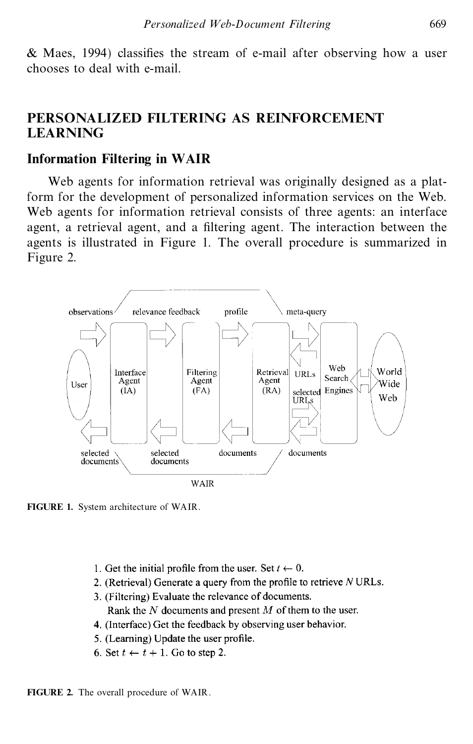& Maes, 1994) classifies the stream of e-mail after observing how a user chooses to deal with e-mail.

## PERSONALIZED FILTERING AS REINFORCEMENT LEARNING

### Information Filtering in WAIR

Web agents for information retrieval was originally designed as a platform for the development of personalized information services on the Web. Web agents for information retrieval consists of three agents: an interface agent, a retrieval agent, and a filtering agent. The interaction between the agents is illustrated in Figure 1. The overall procedure is summarized in Figure 2.

**FIGURE 1.** System architecture of WAIR.

1. Get the initial profile from the user. Set $t \leftarrow 0$.
2. (Retrieval) Generate a query from the profile to retrieve $N$ URLs.
3. (Filtering) Evaluate the relevance of documents.
   Rank the $N$ documents and present $M$ of them to the user.
4. (Interface) Get the feedback by observing user behavior.
5. (Learning) Update the user profile.
6. Set $t \leftarrow t + 1$. Go to step 2.

**FIGURE 2.** The overall procedure of WAIR.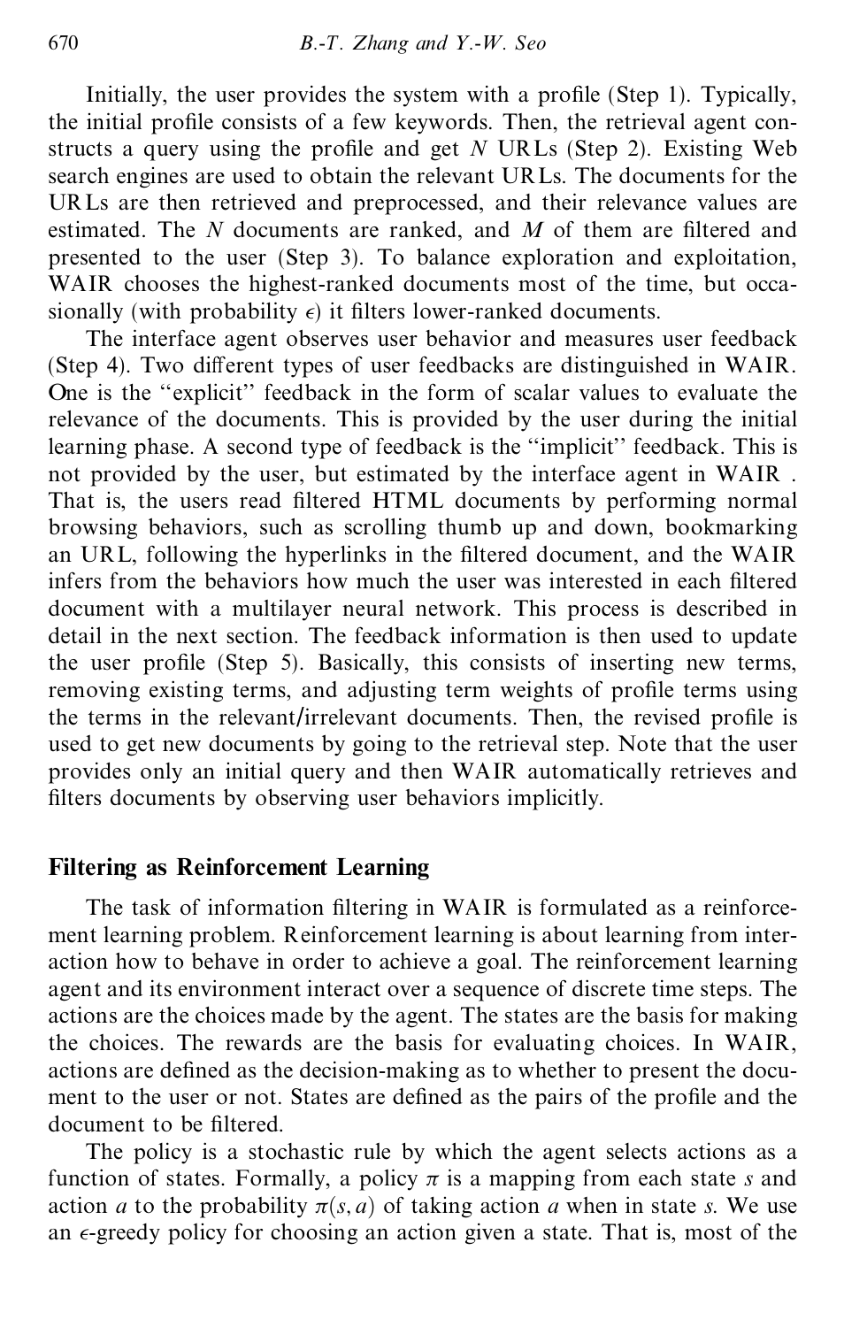Initially, the user provides the system with a profile (Step 1). Typically, the initial profile consists of a few keywords. Then, the retrieval agent constructs a query using the profile and get $N$ URLs (Step 2). Existing Web search engines are used to obtain the relevant URLs. The documents for the URLs are then retrieved and preprocessed, and their relevance values are estimated. The $N$ documents are ranked, and $M$ of them are filtered and presented to the user (Step 3). To balance exploration and exploitation, WAIR chooses the highest-ranked documents most of the time, but occasionally (with probability $\epsilon$) it filters lower-ranked documents.

The interface agent observes user behavior and measures user feedback (Step 4). Two different types of user feedbacks are distinguished in WAIR. One is the "explicit" feedback in the form of scalar values to evaluate the relevance of the documents. This is provided by the user during the initial learning phase. A second type of feedback is the "implicit" feedback. This is not provided by the user, but estimated by the interface agent in WAIR . That is, the users read filtered HTML documents by performing normal browsing behaviors, such as scrolling thumb up and down, bookmarking an URL, following the hyperlinks in the filtered document, and the WAIR infers from the behaviors how much the user was interested in each filtered document with a multilayer neural network. This process is described in detail in the next section. The feedback information is then used to update the user profile (Step 5). Basically, this consists of inserting new terms, removing existing terms, and adjusting term weights of profile terms using the terms in the relevant/irrelevant documents. Then, the revised profile is used to get new documents by going to the retrieval step. Note that the user provides only an initial query and then WAIR automatically retrieves and filters documents by observing user behaviors implicitly.

## Filtering as Reinforcement Learning

The task of information filtering in WAIR is formulated as a reinforcement learning problem. Reinforcement learning is about learning from interaction how to behave in order to achieve a goal. The reinforcement learning agent and its environment interact over a sequence of discrete time steps. The actions are the choices made by the agent. The states are the basis for making the choices. The rewards are the basis for evaluating choices. In WAIR, actions are defined as the decision-making as to whether to present the document to the user or not. States are defined as the pairs of the profile and the document to be filtered.

The policy is a stochastic rule by which the agent selects actions as a function of states. Formally, a policy $\pi$ is a mapping from each state $s$ and action $a$ to the probability $\pi(s, a)$ of taking action $a$ when in state $s$. We use an $\epsilon$-greedy policy for choosing an action given a state. That is, most of the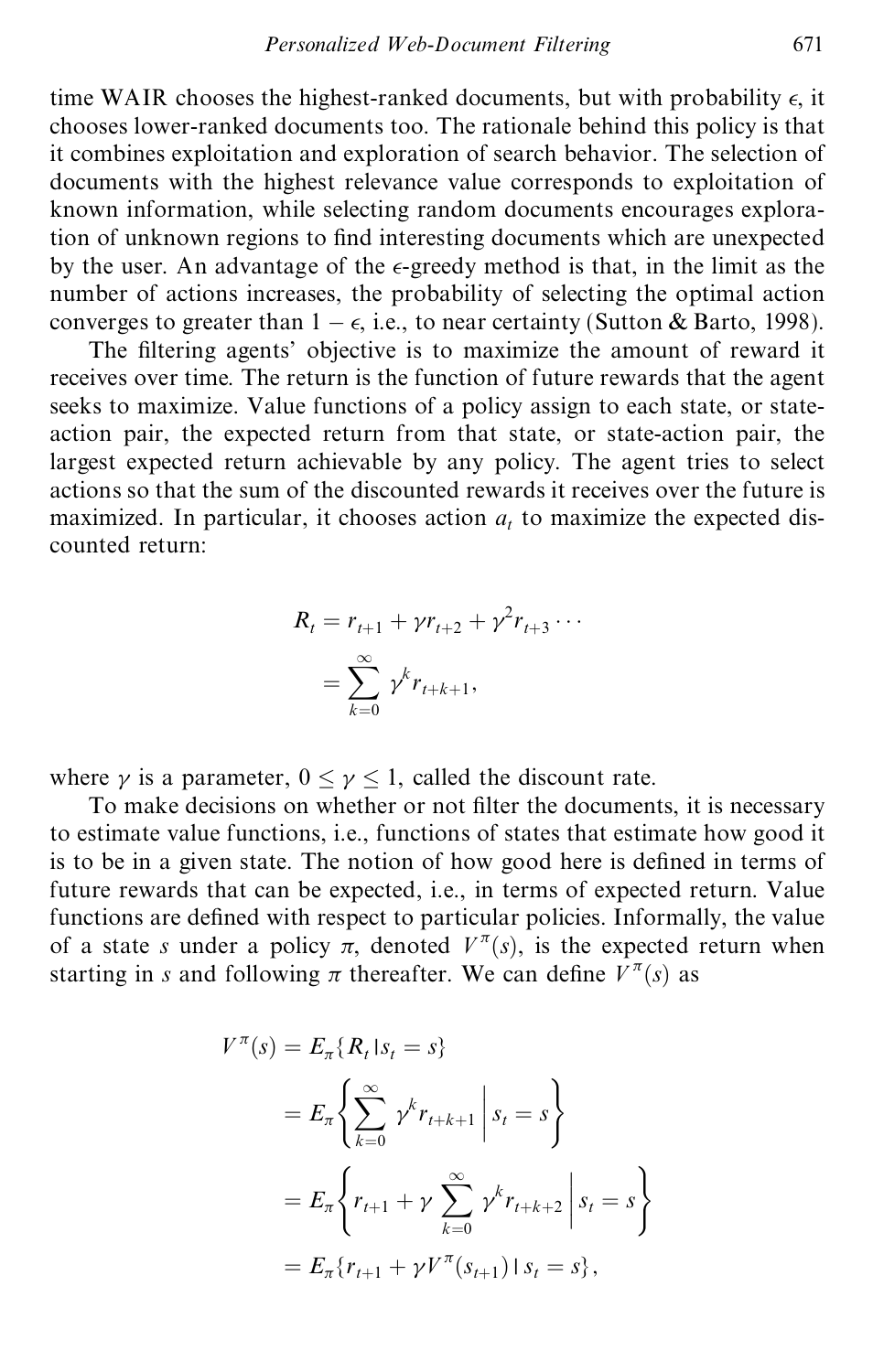time WAIR chooses the highest-ranked documents, but with probability $\epsilon$, it chooses lower-ranked documents too. The rationale behind this policy is that it combines exploitation and exploration of search behavior. The selection of documents with the highest relevance value corresponds to exploitation of known information, while selecting random documents encourages exploration of unknown regions to find interesting documents which are unexpected by the user. An advantage of the $\epsilon$-greedy method is that, in the limit as the number of actions increases, the probability of selecting the optimal action converges to greater than $1 - \epsilon$, i.e., to near certainty (Sutton & Barto, 1998).

The filtering agents' objective is to maximize the amount of reward it receives over time. The return is the function of future rewards that the agent seeks to maximize. Value functions of a policy assign to each state, or state-action pair, the expected return from that state, or state-action pair, the largest expected return achievable by any policy. The agent tries to select actions so that the sum of the discounted rewards it receives over the future is maximized. In particular, it chooses action $a_t$ to maximize the expected discounted return:

$$
\begin{aligned}
R_t &= r_{t+1} + \gamma r_{t+2} + \gamma^2 r_{t+3} \cdots \\
&= \sum_{k=0}^{\infty} \gamma^k r_{t+k+1},
\end{aligned}
$$

where $\gamma$ is a parameter, $0 \leq \gamma \leq 1$, called the discount rate.

To make decisions on whether or not filter the documents, it is necessary to estimate value functions, i.e., functions of states that estimate how good it is to be in a given state. The notion of how good here is defined in terms of future rewards that can be expected, i.e., in terms of expected return. Value functions are defined with respect to particular policies. Informally, the value of a state $s$ under a policy $\pi$, denoted $V^{\pi}(s)$, is the expected return when starting in $s$ and following $\pi$ thereafter. We can define $V^{\pi}(s)$ as

$$
\begin{aligned}
V^{\pi}(s) &= E_{\pi}\{R_t \mid s_t = s\} \\
&= E_{\pi}\left\{ \sum_{k=0}^{\infty} \gamma^k r_{t+k+1} \,\middle|\, s_t = s \right\} \\
&= E_{\pi}\left\{ r_{t+1} + \gamma \sum_{k=0}^{\infty} \gamma^k r_{t+k+2} \,\middle|\, s_t = s \right\} \\
&= E_{\pi}\{ r_{t+1} + \gamma V^{\pi}(s_{t+1}) \mid s_t = s \},
\end{aligned}
$$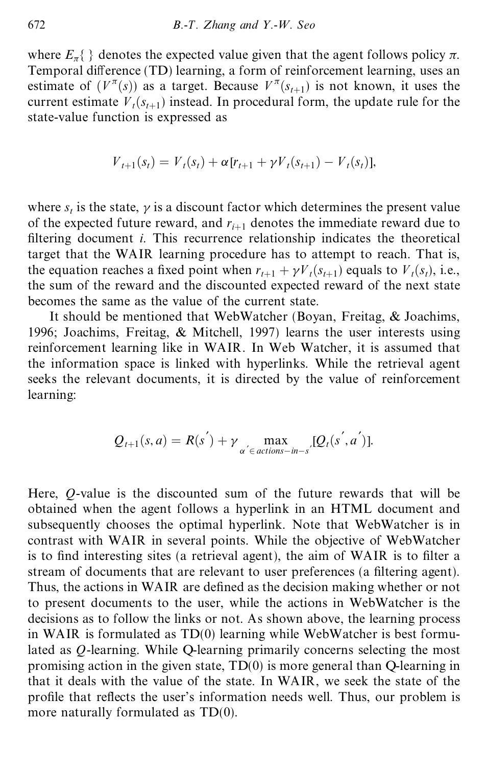where $E_\pi\{\ \}$ denotes the expected value given that the agent follows policy $\pi$. Temporal difference (TD) learning, a form of reinforcement learning, uses an estimate of $(V^\pi(s))$ as a target. Because $V^\pi(s_{t+1})$ is not known, it uses the current estimate $V_t(s_{t+1})$ instead. In procedural form, the update rule for the state-value function is expressed as

$$V_{t+1}(s_t) = V_t(s_t) + \alpha[r_{t+1} + \gamma V_t(s_{t+1}) - V_t(s_t)],$$

where $s_t$ is the state, $\gamma$ is a discount factor which determines the present value of the expected future reward, and $r_{i+1}$ denotes the immediate reward due to filtering document $i$. This recurrence relationship indicates the theoretical target that the WAIR learning procedure has to attempt to reach. That is, the equation reaches a fixed point when $r_{t+1} + \gamma V_t(s_{t+1})$ equals to $V_t(s_t)$, i.e., the sum of the reward and the discounted expected reward of the next state becomes the same as the value of the current state.

It should be mentioned that WebWatcher (Boyan, Freitag, & Joachims, 1996; Joachims, Freitag, & Mitchell, 1997) learns the user interests using reinforcement learning like in WAIR. In Web Watcher, it is assumed that the information space is linked with hyperlinks. While the retrieval agent seeks the relevant documents, it is directed by the value of reinforcement learning:

$$Q_{t+1}(s, a) = R(s') + \gamma \max_{\alpha' \in actions-in-s'} [Q_t(s', a')].$$

Here, $Q$-value is the discounted sum of the future rewards that will be obtained when the agent follows a hyperlink in an HTML document and subsequently chooses the optimal hyperlink. Note that WebWatcher is in contrast with WAIR in several points. While the objective of WebWatcher is to find interesting sites (a retrieval agent), the aim of WAIR is to filter a stream of documents that are relevant to user preferences (a filtering agent). Thus, the actions in WAIR are defined as the decision making whether or not to present documents to the user, while the actions in WebWatcher is the decisions as to follow the links or not. As shown above, the learning process in WAIR is formulated as TD(0) learning while WebWatcher is best formulated as $Q$-learning. While Q-learning primarily concerns selecting the most promising action in the given state, TD(0) is more general than Q-learning in that it deals with the value of the state. In WAIR, we seek the state of the profile that reflects the user's information needs well. Thus, our problem is more naturally formulated as TD(0).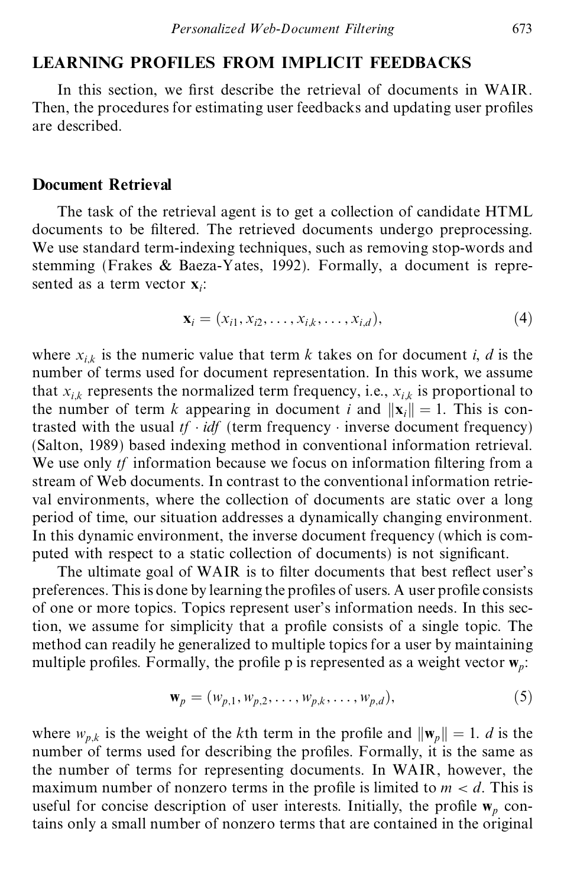## LEARNING PROFILES FROM IMPLICIT FEEDBACKS

In this section, we first describe the retrieval of documents in WAIR. Then, the procedures for estimating user feedbacks and updating user profiles are described.

### Document Retrieval

The task of the retrieval agent is to get a collection of candidate HTML documents to be filtered. The retrieved documents undergo preprocessing. We use standard term-indexing techniques, such as removing stop-words and stemming (Frakes & Baeza-Yates, 1992). Formally, a document is represented as a term vector $\mathbf{x}_i$:

$$\mathbf{x}_i = (x_{i1}, x_{i2}, \ldots, x_{i,k}, \ldots, x_{i,d}), \tag{4}$$

where $x_{i,k}$ is the numeric value that term $k$ takes on for document $i$, $d$ is the number of terms used for document representation. In this work, we assume that $x_{i,k}$ represents the normalized term frequency, i.e., $x_{i,k}$ is proportional to the number of term $k$ appearing in document $i$ and $\|\mathbf{x}_i\| = 1$. This is contrasted with the usual $tf \cdot idf$ (term frequency $\cdot$ inverse document frequency) (Salton, 1989) based indexing method in conventional information retrieval. We use only $tf$ information because we focus on information filtering from a stream of Web documents. In contrast to the conventional information retrieval environments, where the collection of documents are static over a long period of time, our situation addresses a dynamically changing environment. In this dynamic environment, the inverse document frequency (which is computed with respect to a static collection of documents) is not significant.

The ultimate goal of WAIR is to filter documents that best reflect user's preferences. This is done by learning the profiles of users. A user profile consists of one or more topics. Topics represent user's information needs. In this section, we assume for simplicity that a profile consists of a single topic. The method can readily he generalized to multiple topics for a user by maintaining multiple profiles. Formally, the profile p is represented as a weight vector $\mathbf{w}_p$:

$$\mathbf{w}_p = (w_{p,1}, w_{p,2}, \ldots, w_{p,k}, \ldots, w_{p,d}), \tag{5}$$

where $w_{p,k}$ is the weight of the $k$th term in the profile and $\|\mathbf{w}_p\| = 1$. $d$ is the number of terms used for describing the profiles. Formally, it is the same as the number of terms for representing documents. In WAIR, however, the maximum number of nonzero terms in the profile is limited to $m < d$. This is useful for concise description of user interests. Initially, the profile $\mathbf{w}_p$ contains only a small number of nonzero terms that are contained in the original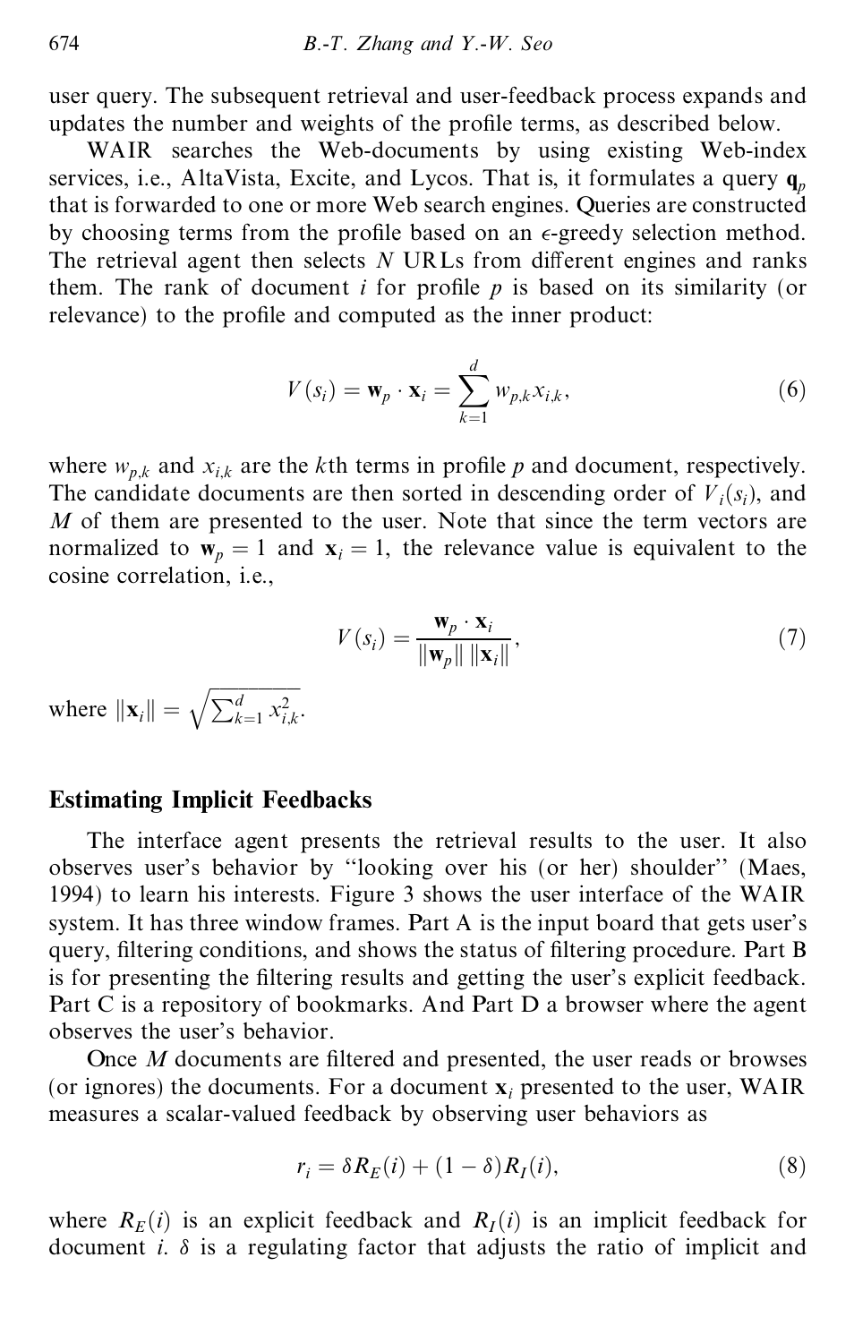user query. The subsequent retrieval and user-feedback process expands and updates the number and weights of the profile terms, as described below.

WAIR searches the Web-documents by using existing Web-index services, i.e., AltaVista, Excite, and Lycos. That is, it formulates a query $\mathbf{q}_p$ that is forwarded to one or more Web search engines. Queries are constructed by choosing terms from the profile based on an $\epsilon$-greedy selection method. The retrieval agent then selects $N$ URLs from different engines and ranks them. The rank of document $i$ for profile $p$ is based on its similarity (or relevance) to the profile and computed as the inner product:

$$V(s_i) = \mathbf{w}_p \cdot \mathbf{x}_i = \sum_{k=1}^{d} w_{p,k} x_{i,k}, \tag{6}$$

where $w_{p,k}$ and $x_{i,k}$ are the $k$th terms in profile $p$ and document, respectively. The candidate documents are then sorted in descending order of $V_i(s_i)$, and $M$ of them are presented to the user. Note that since the term vectors are normalized to $\mathbf{w}_p = 1$ and $\mathbf{x}_i = 1$, the relevance value is equivalent to the cosine correlation, i.e.,

$$V(s_i) = \frac{\mathbf{w}_p \cdot \mathbf{x}_i}{\|\mathbf{w}_p\| \, \|\mathbf{x}_i\|}, \tag{7}$$

where $\|\mathbf{x}_i\| = \sqrt{\sum_{k=1}^{d} x_{i,k}^2}$.

## Estimating Implicit Feedbacks

The interface agent presents the retrieval results to the user. It also observes user's behavior by "looking over his (or her) shoulder" (Maes, 1994) to learn his interests. Figure 3 shows the user interface of the WAIR system. It has three window frames. Part A is the input board that gets user's query, filtering conditions, and shows the status of filtering procedure. Part B is for presenting the filtering results and getting the user's explicit feedback. Part C is a repository of bookmarks. And Part D a browser where the agent observes the user's behavior.

Once $M$ documents are filtered and presented, the user reads or browses (or ignores) the documents. For a document $\mathbf{x}_i$ presented to the user, WAIR measures a scalar-valued feedback by observing user behaviors as

$$r_i = \delta R_E(i) + (1 - \delta) R_I(i), \tag{8}$$

where $R_E(i)$ is an explicit feedback and $R_I(i)$ is an implicit feedback for document $i$. $\delta$ is a regulating factor that adjusts the ratio of implicit and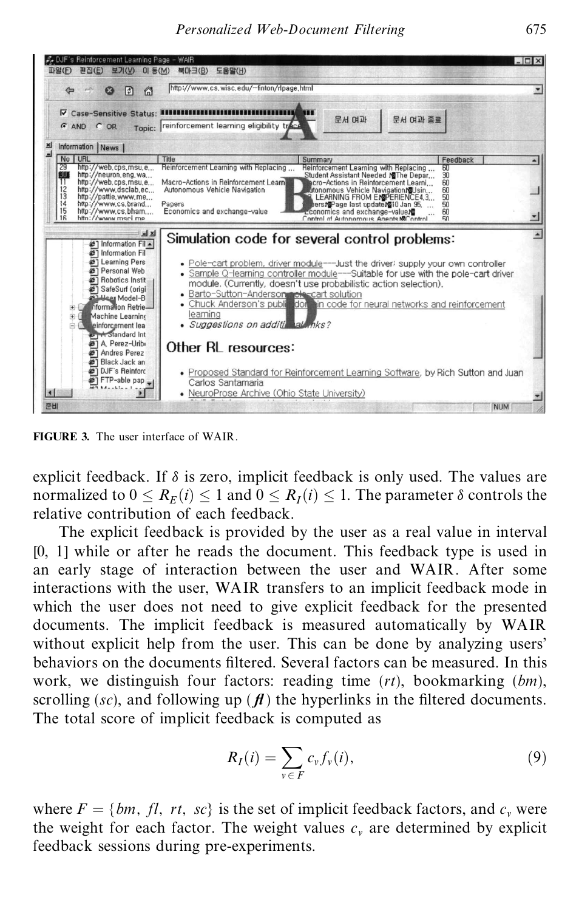FIGURE 3. The user interface of WAIR.

explicit feedback. If $\delta$ is zero, implicit feedback is only used. The values are normalized to $0 \le R_E(i) \le 1$ and $0 \le R_I(i) \le 1$. The parameter $\delta$ controls the relative contribution of each feedback.

The explicit feedback is provided by the user as a real value in interval [0, 1] while or after he reads the document. This feedback type is used in an early stage of interaction between the user and WAIR. After some interactions with the user, WAIR transfers to an implicit feedback mode in which the user does not need to give explicit feedback for the presented documents. The implicit feedback is measured automatically by WAIR without explicit help from the user. This can be done by analyzing users' behaviors on the documents filtered. Several factors can be measured. In this work, we distinguish four factors: reading time ($rt$), bookmarking ($bm$), scrolling ($sc$), and following up ($fl$) the hyperlinks in the filtered documents. The total score of implicit feedback is computed as

$$R_I(i) = \sum_{v \in F} c_v f_v(i), \tag{9}$$

where $F = \{bm, fl, rt, sc\}$ is the set of implicit feedback factors, and $c_v$ were the weight for each factor. The weight values $c_v$ are determined by explicit feedback sessions during pre-experiments.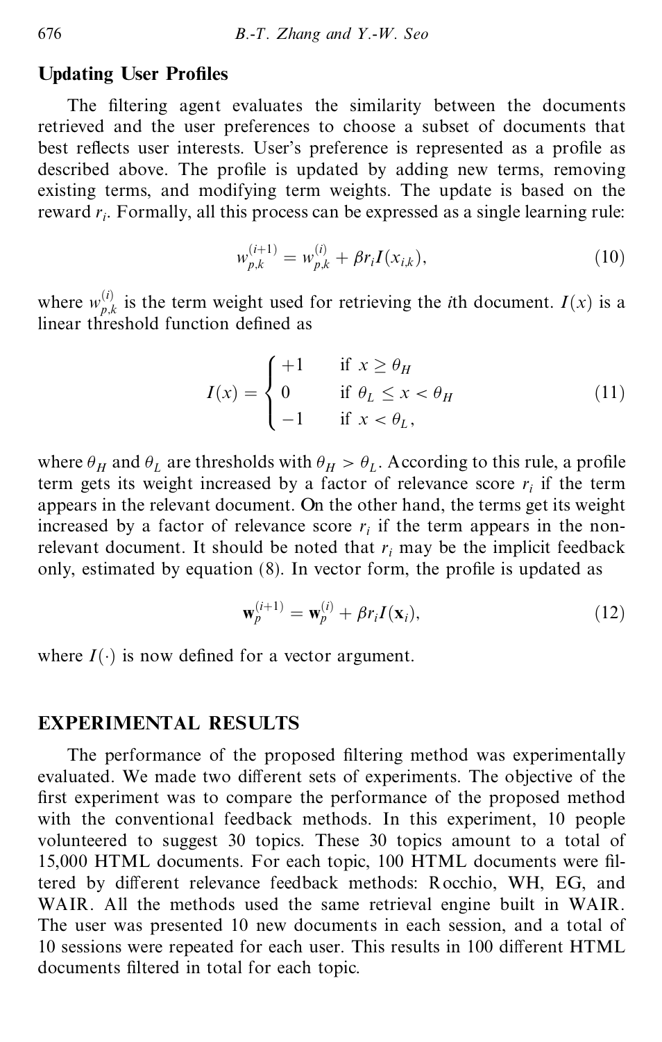### Updating User Profiles

The filtering agent evaluates the similarity between the documents retrieved and the user preferences to choose a subset of documents that best reflects user interests. User's preference is represented as a profile as described above. The profile is updated by adding new terms, removing existing terms, and modifying term weights. The update is based on the reward $r_i$. Formally, all this process can be expressed as a single learning rule:

$$w_{p,k}^{(i+1)} = w_{p,k}^{(i)} + \beta r_i I(x_{i,k}), \tag{10}$$

where $w_{p,k}^{(i)}$ is the term weight used for retrieving the $i$th document. $I(x)$ is a linear threshold function defined as

$$I(x) = \begin{cases} +1 & \text{if } x \geq \theta_H \\ 0 & \text{if } \theta_L \leq x < \theta_H \\ -1 & \text{if } x < \theta_L, \end{cases} \tag{11}$$

where $\theta_H$ and $\theta_L$ are thresholds with $\theta_H > \theta_L$. According to this rule, a profile term gets its weight increased by a factor of relevance score $r_i$ if the term appears in the relevant document. On the other hand, the terms get its weight increased by a factor of relevance score $r_i$ if the term appears in the non-relevant document. It should be noted that $r_i$ may be the implicit feedback only, estimated by equation (8). In vector form, the profile is updated as

$$\mathbf{w}_p^{(i+1)} = \mathbf{w}_p^{(i)} + \beta r_i I(\mathbf{x}_i), \tag{12}$$

where $I(\cdot)$ is now defined for a vector argument.

## EXPERIMENTAL RESULTS

The performance of the proposed filtering method was experimentally evaluated. We made two different sets of experiments. The objective of the first experiment was to compare the performance of the proposed method with the conventional feedback methods. In this experiment, 10 people volunteered to suggest 30 topics. These 30 topics amount to a total of 15,000 HTML documents. For each topic, 100 HTML documents were filtered by different relevance feedback methods: Rocchio, WH, EG, and WAIR. All the methods used the same retrieval engine built in WAIR. The user was presented 10 new documents in each session, and a total of 10 sessions were repeated for each user. This results in 100 different HTML documents filtered in total for each topic.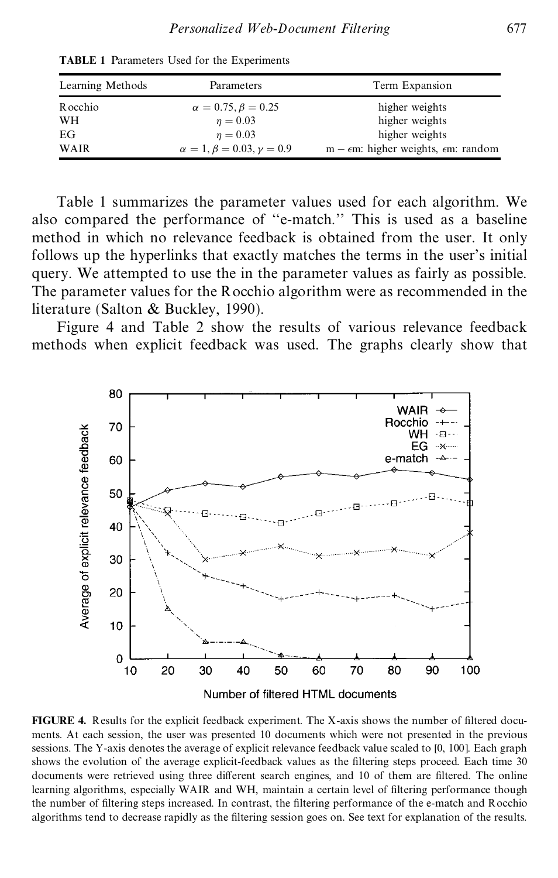**TABLE 1** Parameters Used for the Experiments

| Learning Methods | Parameters | Term Expansion |
|---|---|---|
| Rocchio | $\alpha = 0.75, \beta = 0.25$ | higher weights |
| WH | $\eta = 0.03$ | higher weights |
| EG | $\eta = 0.03$ | higher weights |
| WAIR | $\alpha = 1, \beta = 0.03, \gamma = 0.9$ | $m - \epsilon m$: higher weights, $\epsilon m$: random |

Table 1 summarizes the parameter values used for each algorithm. We also compared the performance of "e-match." This is used as a baseline method in which no relevance feedback is obtained from the user. It only follows up the hyperlinks that exactly matches the terms in the user's initial query. We attempted to use the in the parameter values as fairly as possible. The parameter values for the Rocchio algorithm were as recommended in the literature (Salton & Buckley, 1990).

Figure 4 and Table 2 show the results of various relevance feedback methods when explicit feedback was used. The graphs clearly show that

**FIGURE 4.** Results for the explicit feedback experiment. The X-axis shows the number of filtered documents. At each session, the user was presented 10 documents which were not presented in the previous sessions. The Y-axis denotes the average of explicit relevance feedback value scaled to [0, 100]. Each graph shows the evolution of the average explicit-feedback values as the filtering steps proceed. Each time 30 documents were retrieved using three different search engines, and 10 of them are filtered. The online learning algorithms, especially WAIR and WH, maintain a certain level of filtering performance though the number of filtering steps increased. In contrast, the filtering performance of the e-match and Rocchio algorithms tend to decrease rapidly as the filtering session goes on. See text for explanation of the results.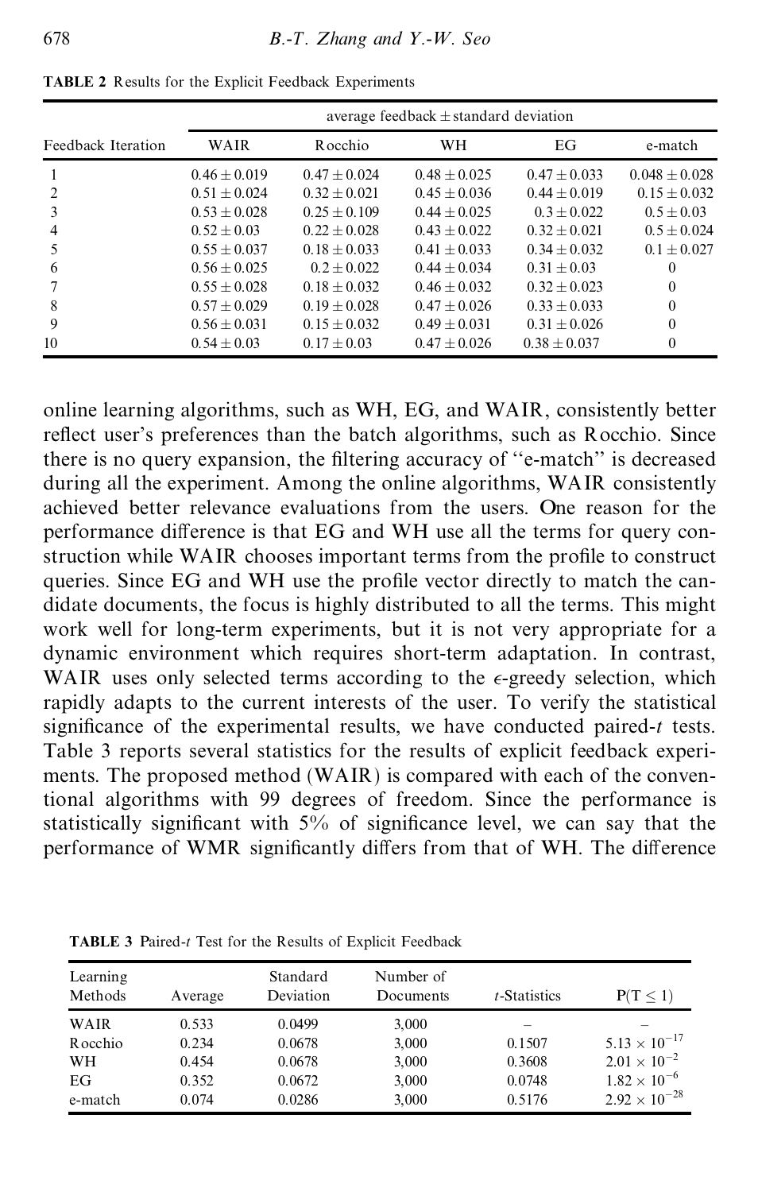**TABLE 2** Results for the Explicit Feedback Experiments

| Feedback Iteration | average feedback $\pm$ standard deviation | | | | |
|---|---|---|---|---|---|
| | WAIR | Rocchio | WH | EG | e-match |
| 1 | $0.46 \pm 0.019$ | $0.47 \pm 0.024$ | $0.48 \pm 0.025$ | $0.47 \pm 0.033$ | $0.048 \pm 0.028$ |
| 2 | $0.51 \pm 0.024$ | $0.32 \pm 0.021$ | $0.45 \pm 0.036$ | $0.44 \pm 0.019$ | $0.15 \pm 0.032$ |
| 3 | $0.53 \pm 0.028$ | $0.25 \pm 0.109$ | $0.44 \pm 0.025$ | $0.3 \pm 0.022$ | $0.5 \pm 0.03$ |
| 4 | $0.52 \pm 0.03$ | $0.22 \pm 0.028$ | $0.43 \pm 0.022$ | $0.32 \pm 0.021$ | $0.5 \pm 0.024$ |
| 5 | $0.55 \pm 0.037$ | $0.18 \pm 0.033$ | $0.41 \pm 0.033$ | $0.34 \pm 0.032$ | $0.1 \pm 0.027$ |
| 6 | $0.56 \pm 0.025$ | $0.2 \pm 0.022$ | $0.44 \pm 0.034$ | $0.31 \pm 0.03$ | 0 |
| 7 | $0.55 \pm 0.028$ | $0.18 \pm 0.032$ | $0.46 \pm 0.032$ | $0.32 \pm 0.023$ | 0 |
| 8 | $0.57 \pm 0.029$ | $0.19 \pm 0.028$ | $0.47 \pm 0.026$ | $0.33 \pm 0.033$ | 0 |
| 9 | $0.56 \pm 0.031$ | $0.15 \pm 0.032$ | $0.49 \pm 0.031$ | $0.31 \pm 0.026$ | 0 |
| 10 | $0.54 \pm 0.03$ | $0.17 \pm 0.03$ | $0.47 \pm 0.026$ | $0.38 \pm 0.037$ | 0 |

online learning algorithms, such as WH, EG, and WAIR, consistently better reflect user's preferences than the batch algorithms, such as Rocchio. Since there is no query expansion, the filtering accuracy of ''e-match'' is decreased during all the experiment. Among the online algorithms, WAIR consistently achieved better relevance evaluations from the users. One reason for the performance difference is that EG and WH use all the terms for query construction while WAIR chooses important terms from the profile to construct queries. Since EG and WH use the profile vector directly to match the candidate documents, the focus is highly distributed to all the terms. This might work well for long-term experiments, but it is not very appropriate for a dynamic environment which requires short-term adaptation. In contrast, WAIR uses only selected terms according to the $\epsilon$-greedy selection, which rapidly adapts to the current interests of the user. To verify the statistical significance of the experimental results, we have conducted paired-$t$ tests. Table 3 reports several statistics for the results of explicit feedback experiments. The proposed method (WAIR) is compared with each of the conventional algorithms with 99 degrees of freedom. Since the performance is statistically significant with 5% of significance level, we can say that the performance of WMR significantly differs from that of WH. The difference

**TABLE 3** Paired-$t$ Test for the Results of Explicit Feedback

| Learning Methods | Average | Standard Deviation | Number of Documents | $t$-Statistics | $P(T \leq 1)$ |
|---|---|---|---|---|---|
| WAIR | 0.533 | 0.0499 | 3,000 | – | – |
| Rocchio | 0.234 | 0.0678 | 3,000 | 0.1507 | $5.13 \times 10^{-17}$ |
| WH | 0.454 | 0.0678 | 3,000 | 0.3608 | $2.01 \times 10^{-2}$ |
| EG | 0.352 | 0.0672 | 3,000 | 0.0748 | $1.82 \times 10^{-6}$ |
| e-match | 0.074 | 0.0286 | 3,000 | 0.5176 | $2.92 \times 10^{-28}$ |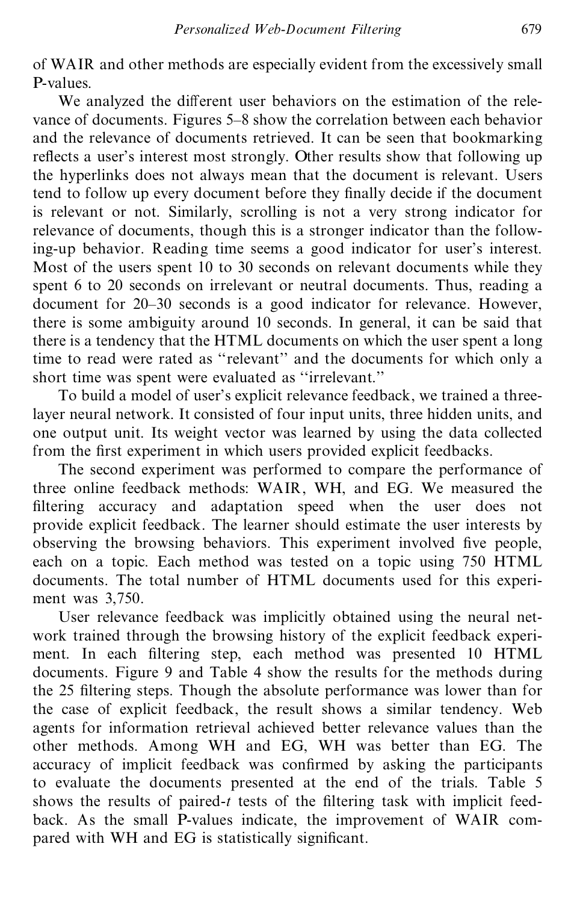of WAIR and other methods are especially evident from the excessively small P-values.

We analyzed the different user behaviors on the estimation of the relevance of documents. Figures 5–8 show the correlation between each behavior and the relevance of documents retrieved. It can be seen that bookmarking reflects a user's interest most strongly. Other results show that following up the hyperlinks does not always mean that the document is relevant. Users tend to follow up every document before they finally decide if the document is relevant or not. Similarly, scrolling is not a very strong indicator for relevance of documents, though this is a stronger indicator than the following-up behavior. Reading time seems a good indicator for user's interest. Most of the users spent 10 to 30 seconds on relevant documents while they spent 6 to 20 seconds on irrelevant or neutral documents. Thus, reading a document for 20–30 seconds is a good indicator for relevance. However, there is some ambiguity around 10 seconds. In general, it can be said that there is a tendency that the HTML documents on which the user spent a long time to read were rated as "relevant" and the documents for which only a short time was spent were evaluated as "irrelevant."

To build a model of user's explicit relevance feedback, we trained a three-layer neural network. It consisted of four input units, three hidden units, and one output unit. Its weight vector was learned by using the data collected from the first experiment in which users provided explicit feedbacks.

The second experiment was performed to compare the performance of three online feedback methods: WAIR, WH, and EG. We measured the filtering accuracy and adaptation speed when the user does not provide explicit feedback. The learner should estimate the user interests by observing the browsing behaviors. This experiment involved five people, each on a topic. Each method was tested on a topic using 750 HTML documents. The total number of HTML documents used for this experiment was 3,750.

User relevance feedback was implicitly obtained using the neural network trained through the browsing history of the explicit feedback experiment. In each filtering step, each method was presented 10 HTML documents. Figure 9 and Table 4 show the results for the methods during the 25 filtering steps. Though the absolute performance was lower than for the case of explicit feedback, the result shows a similar tendency. Web agents for information retrieval achieved better relevance values than the other methods. Among WH and EG, WH was better than EG. The accuracy of implicit feedback was confirmed by asking the participants to evaluate the documents presented at the end of the trials. Table 5 shows the results of paired-$t$ tests of the filtering task with implicit feedback. As the small P-values indicate, the improvement of WAIR compared with WH and EG is statistically significant.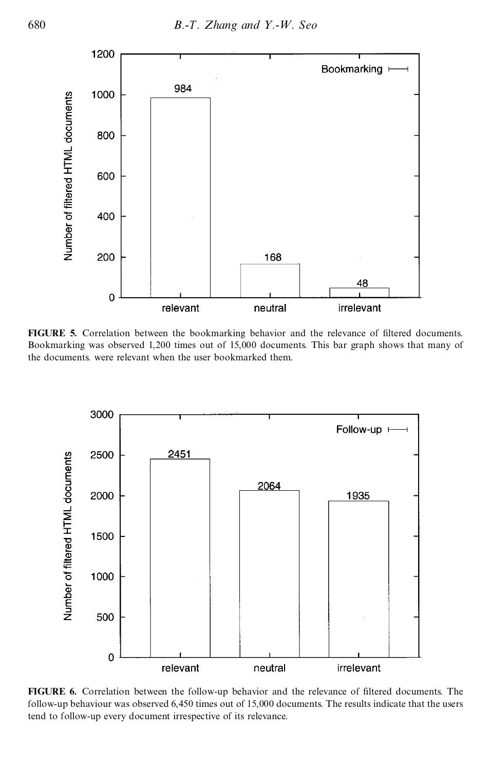**FIGURE 5.** Correlation between the bookmarking behavior and the relevance of filtered documents. Bookmarking was observed 1,200 times out of 15,000 documents. This bar graph shows that many of the documents. were relevant when the user bookmarked them.

**FIGURE 6.** Correlation between the follow-up behavior and the relevance of filtered documents. The follow-up behaviour was observed 6,450 times out of 15,000 documents. The results indicate that the users tend to follow-up every document irrespective of its relevance.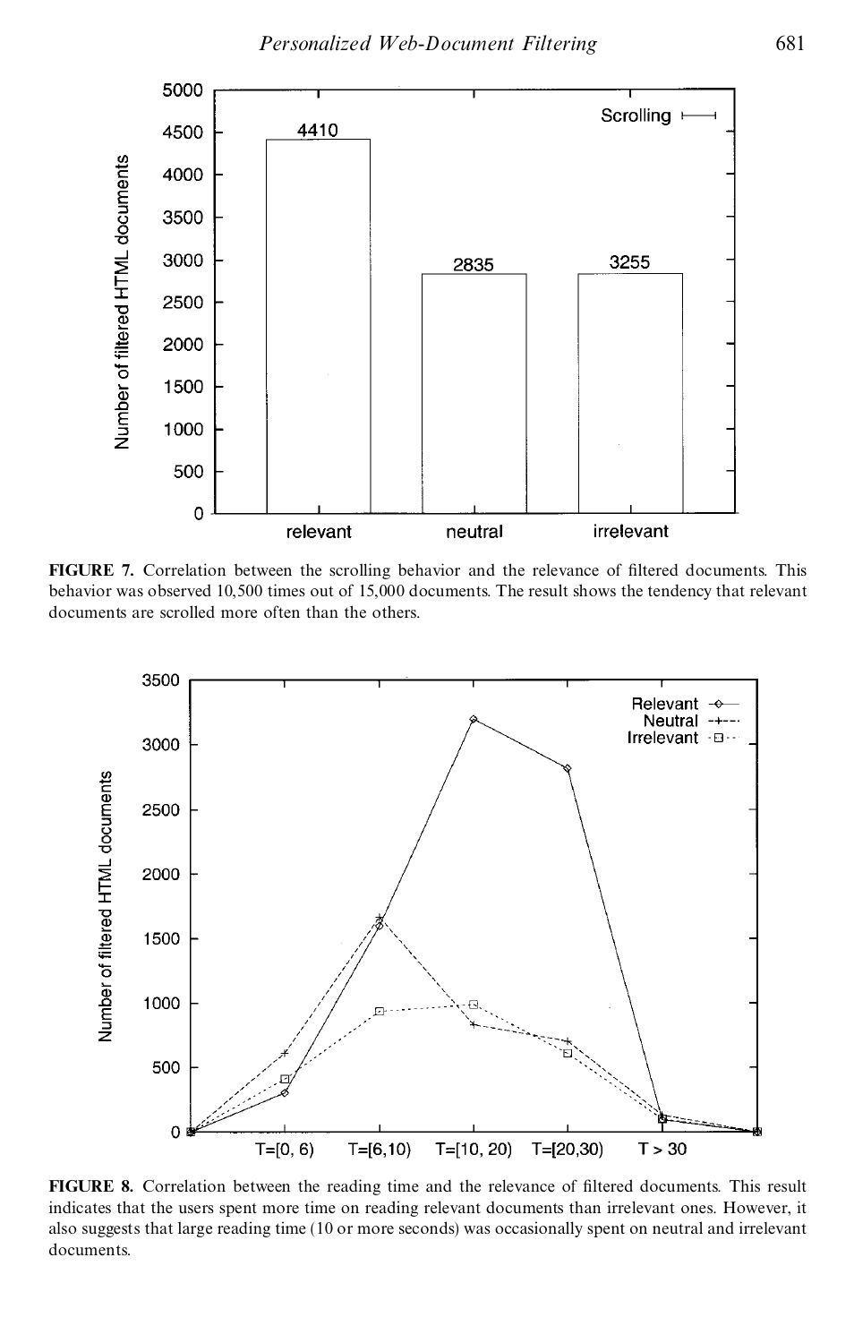**FIGURE 7.** Correlation between the scrolling behavior and the relevance of filtered documents. This behavior was observed 10,500 times out of 15,000 documents. The result shows the tendency that relevant documents are scrolled more often than the others.

**FIGURE 8.** Correlation between the reading time and the relevance of filtered documents. This result indicates that the users spent more time on reading relevant documents than irrelevant ones. However, it also suggests that large reading time (10 or more seconds) was occasionally spent on neutral and irrelevant documents.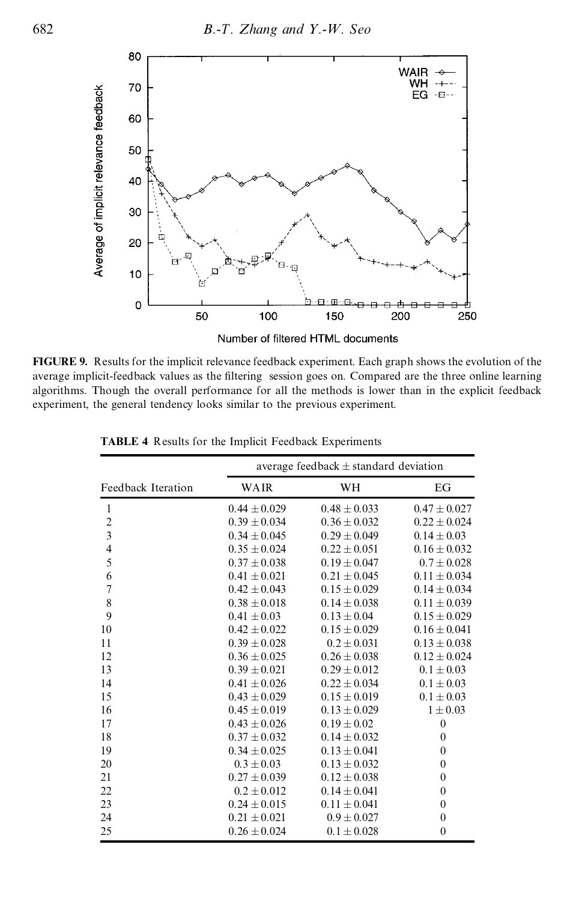**FIGURE 9.** Results for the implicit relevance feedback experiment. Each graph shows the evolution of the average implicit-feedback values as the filtering session goes on. Compared are the three online learning algorithms. Though the overall performance for all the methods is lower than in the explicit feedback experiment, the general tendency looks similar to the previous experiment.

**TABLE 4** Results for the Implicit Feedback Experiments

| | average feedback ± standard deviation | | |
|---|---|---|---|
| Feedback Iteration | WAIR | WH | EG |
| 1 | $0.44 \pm 0.029$ | $0.48 \pm 0.033$ | $0.47 \pm 0.027$ |
| 2 | $0.39 \pm 0.034$ | $0.36 \pm 0.032$ | $0.22 \pm 0.024$ |
| 3 | $0.34 \pm 0.045$ | $0.29 \pm 0.049$ | $0.14 \pm 0.03$ |
| 4 | $0.35 \pm 0.024$ | $0.22 \pm 0.051$ | $0.16 \pm 0.032$ |
| 5 | $0.37 \pm 0.038$ | $0.19 \pm 0.047$ | $0.7 \pm 0.028$ |
| 6 | $0.41 \pm 0.021$ | $0.21 \pm 0.045$ | $0.11 \pm 0.034$ |
| 7 | $0.42 \pm 0.043$ | $0.15 \pm 0.029$ | $0.14 \pm 0.034$ |
| 8 | $0.38 \pm 0.018$ | $0.14 \pm 0.038$ | $0.11 \pm 0.039$ |
| 9 | $0.41 \pm 0.03$ | $0.13 \pm 0.04$ | $0.15 \pm 0.029$ |
| 10 | $0.42 \pm 0.022$ | $0.15 \pm 0.029$ | $0.16 \pm 0.041$ |
| 11 | $0.39 \pm 0.028$ | $0.2 \pm 0.031$ | $0.13 \pm 0.038$ |
| 12 | $0.36 \pm 0.025$ | $0.26 \pm 0.038$ | $0.12 \pm 0.024$ |
| 13 | $0.39 \pm 0.021$ | $0.29 \pm 0.012$ | $0.1 \pm 0.03$ |
| 14 | $0.41 \pm 0.026$ | $0.22 \pm 0.034$ | $0.1 \pm 0.03$ |
| 15 | $0.43 \pm 0.029$ | $0.15 \pm 0.019$ | $0.1 \pm 0.03$ |
| 16 | $0.45 \pm 0.019$ | $0.13 \pm 0.029$ | $1 \pm 0.03$ |
| 17 | $0.43 \pm 0.026$ | $0.19 \pm 0.02$ | 0 |
| 18 | $0.37 \pm 0.032$ | $0.14 \pm 0.032$ | 0 |
| 19 | $0.34 \pm 0.025$ | $0.13 \pm 0.041$ | 0 |
| 20 | $0.3 \pm 0.03$ | $0.13 \pm 0.032$ | 0 |
| 21 | $0.27 \pm 0.039$ | $0.12 \pm 0.038$ | 0 |
| 22 | $0.2 \pm 0.012$ | $0.14 \pm 0.041$ | 0 |
| 23 | $0.24 \pm 0.015$ | $0.11 \pm 0.041$ | 0 |
| 24 | $0.21 \pm 0.021$ | $0.9 \pm 0.027$ | 0 |
| 25 | $0.26 \pm 0.024$ | $0.1 \pm 0.028$ | 0 |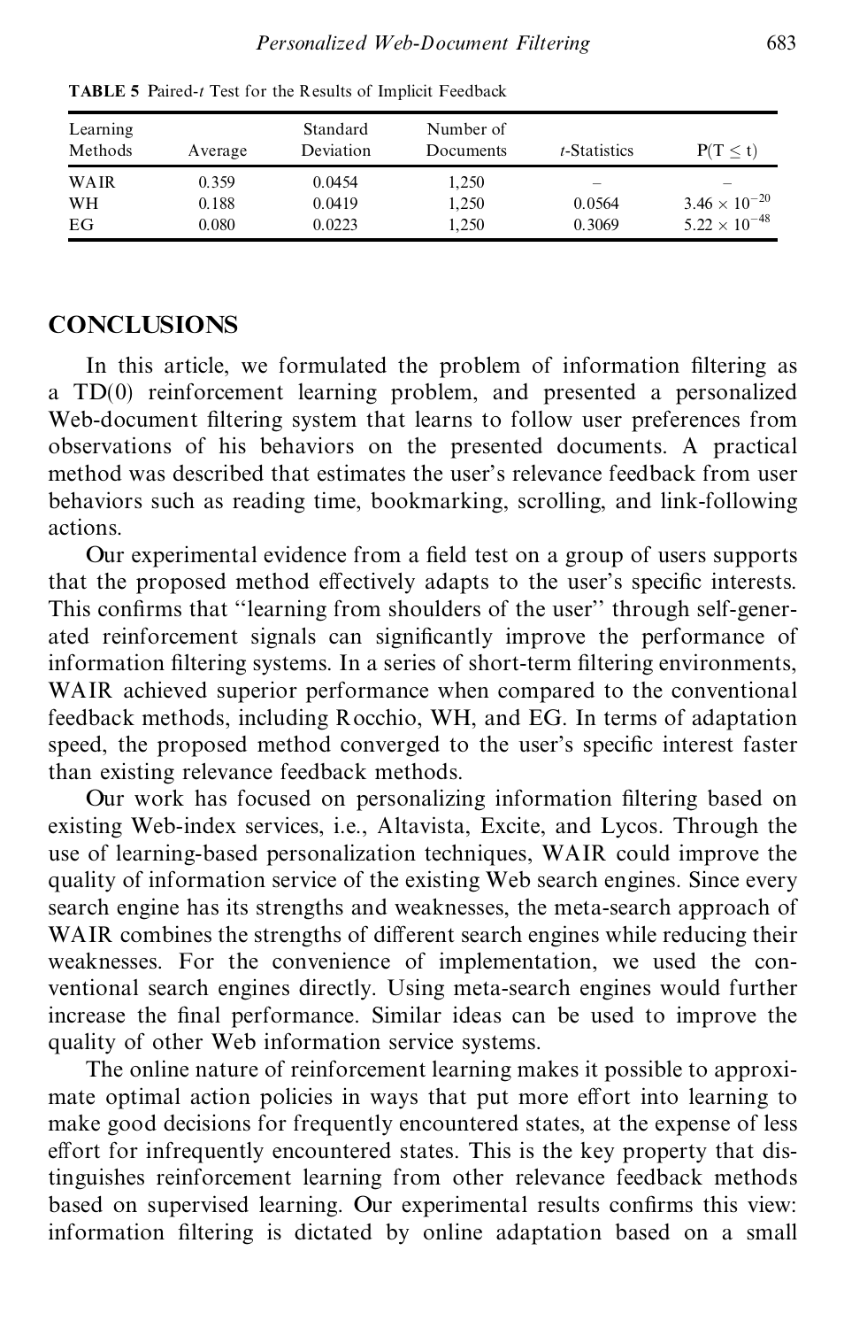**TABLE 5** Paired-$t$ Test for the Results of Implicit Feedback

| Learning Methods | Average | Standard Deviation | Number of Documents | $t$-Statistics | $P(T \leq t)$ |
|---|---|---|---|---|---|
| WAIR | 0.359 | 0.0454 | 1,250 | – | – |
| WH | 0.188 | 0.0419 | 1,250 | 0.0564 | $3.46 \times 10^{-20}$ |
| EG | 0.080 | 0.0223 | 1,250 | 0.3069 | $5.22 \times 10^{-48}$ |

## CONCLUSIONS

In this article, we formulated the problem of information filtering as a TD(0) reinforcement learning problem, and presented a personalized Web-document filtering system that learns to follow user preferences from observations of his behaviors on the presented documents. A practical method was described that estimates the user's relevance feedback from user behaviors such as reading time, bookmarking, scrolling, and link-following actions.

Our experimental evidence from a field test on a group of users supports that the proposed method effectively adapts to the user's specific interests. This confirms that "learning from shoulders of the user" through self-generated reinforcement signals can significantly improve the performance of information filtering systems. In a series of short-term filtering environments, WAIR achieved superior performance when compared to the conventional feedback methods, including Rocchio, WH, and EG. In terms of adaptation speed, the proposed method converged to the user's specific interest faster than existing relevance feedback methods.

Our work has focused on personalizing information filtering based on existing Web-index services, i.e., Altavista, Excite, and Lycos. Through the use of learning-based personalization techniques, WAIR could improve the quality of information service of the existing Web search engines. Since every search engine has its strengths and weaknesses, the meta-search approach of WAIR combines the strengths of different search engines while reducing their weaknesses. For the convenience of implementation, we used the conventional search engines directly. Using meta-search engines would further increase the final performance. Similar ideas can be used to improve the quality of other Web information service systems.

The online nature of reinforcement learning makes it possible to approximate optimal action policies in ways that put more effort into learning to make good decisions for frequently encountered states, at the expense of less effort for infrequently encountered states. This is the key property that distinguishes reinforcement learning from other relevance feedback methods based on supervised learning. Our experimental results confirms this view: information filtering is dictated by online adaptation based on a small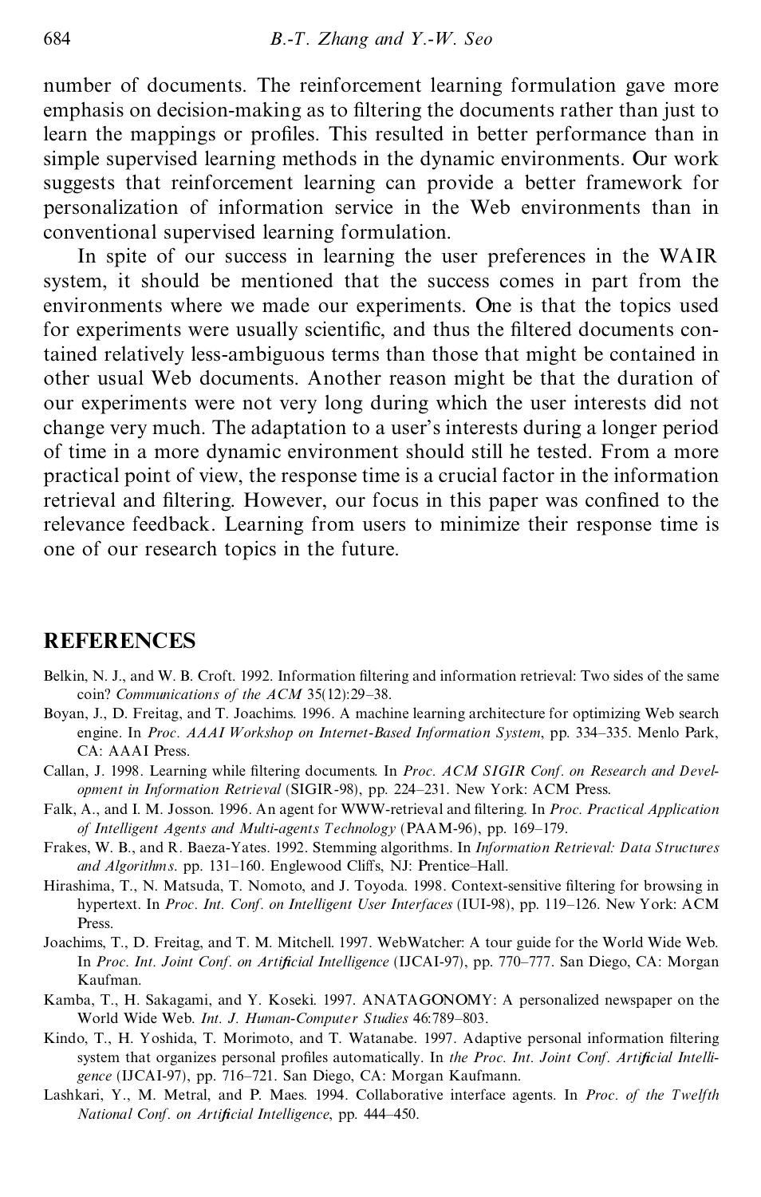number of documents. The reinforcement learning formulation gave more emphasis on decision-making as to filtering the documents rather than just to learn the mappings or profiles. This resulted in better performance than in simple supervised learning methods in the dynamic environments. Our work suggests that reinforcement learning can provide a better framework for personalization of information service in the Web environments than in conventional supervised learning formulation.

In spite of our success in learning the user preferences in the WAIR system, it should be mentioned that the success comes in part from the environments where we made our experiments. One is that the topics used for experiments were usually scientific, and thus the filtered documents contained relatively less-ambiguous terms than those that might be contained in other usual Web documents. Another reason might be that the duration of our experiments were not very long during which the user interests did not change very much. The adaptation to a user's interests during a longer period of time in a more dynamic environment should still he tested. From a more practical point of view, the response time is a crucial factor in the information retrieval and filtering. However, our focus in this paper was confined to the relevance feedback. Learning from users to minimize their response time is one of our research topics in the future.

## REFERENCES

Belkin, N. J., and W. B. Croft. 1992. Information filtering and information retrieval: Two sides of the same coin? *Communications of the ACM* 35(12):29–38.

Boyan, J., D. Freitag, and T. Joachims. 1996. A machine learning architecture for optimizing Web search engine. In *Proc. AAAI Workshop on Internet-Based Information System*, pp. 334–335. Menlo Park, CA: AAAI Press.

Callan, J. 1998. Learning while filtering documents. In *Proc. ACM SIGIR Conf. on Research and Development in Information Retrieval* (SIGIR-98), pp. 224–231. New York: ACM Press.

Falk, A., and I. M. Josson. 1996. An agent for WWW-retrieval and filtering. In *Proc. Practical Application of Intelligent Agents and Multi-agents Technology* (PAAM-96), pp. 169–179.

Frakes, W. B., and R. Baeza-Yates. 1992. Stemming algorithms. In *Information Retrieval: Data Structures and Algorithms*. pp. 131–160. Englewood Cliffs, NJ: Prentice–Hall.

Hirashima, T., N. Matsuda, T. Nomoto, and J. Toyoda. 1998. Context-sensitive filtering for browsing in hypertext. In *Proc. Int. Conf. on Intelligent User Interfaces* (IUI-98), pp. 119–126. New York: ACM Press.

Joachims, T., D. Freitag, and T. M. Mitchell. 1997. WebWatcher: A tour guide for the World Wide Web. In *Proc. Int. Joint Conf. on Artificial Intelligence* (IJCAI-97), pp. 770–777. San Diego, CA: Morgan Kaufman.

Kamba, T., H. Sakagami, and Y. Koseki. 1997. ANATAGONOMY: A personalized newspaper on the World Wide Web. *Int. J. Human-Computer Studies* 46:789–803.

Kindo, T., H. Yoshida, T. Morimoto, and T. Watanabe. 1997. Adaptive personal information filtering system that organizes personal profiles automatically. In *the Proc. Int. Joint Conf. Artificial Intelligence* (IJCAI-97), pp. 716–721. San Diego, CA: Morgan Kaufmann.

Lashkari, Y., M. Metral, and P. Maes. 1994. Collaborative interface agents. In *Proc. of the Twelfth National Conf. on Artificial Intelligence*, pp. 444–450.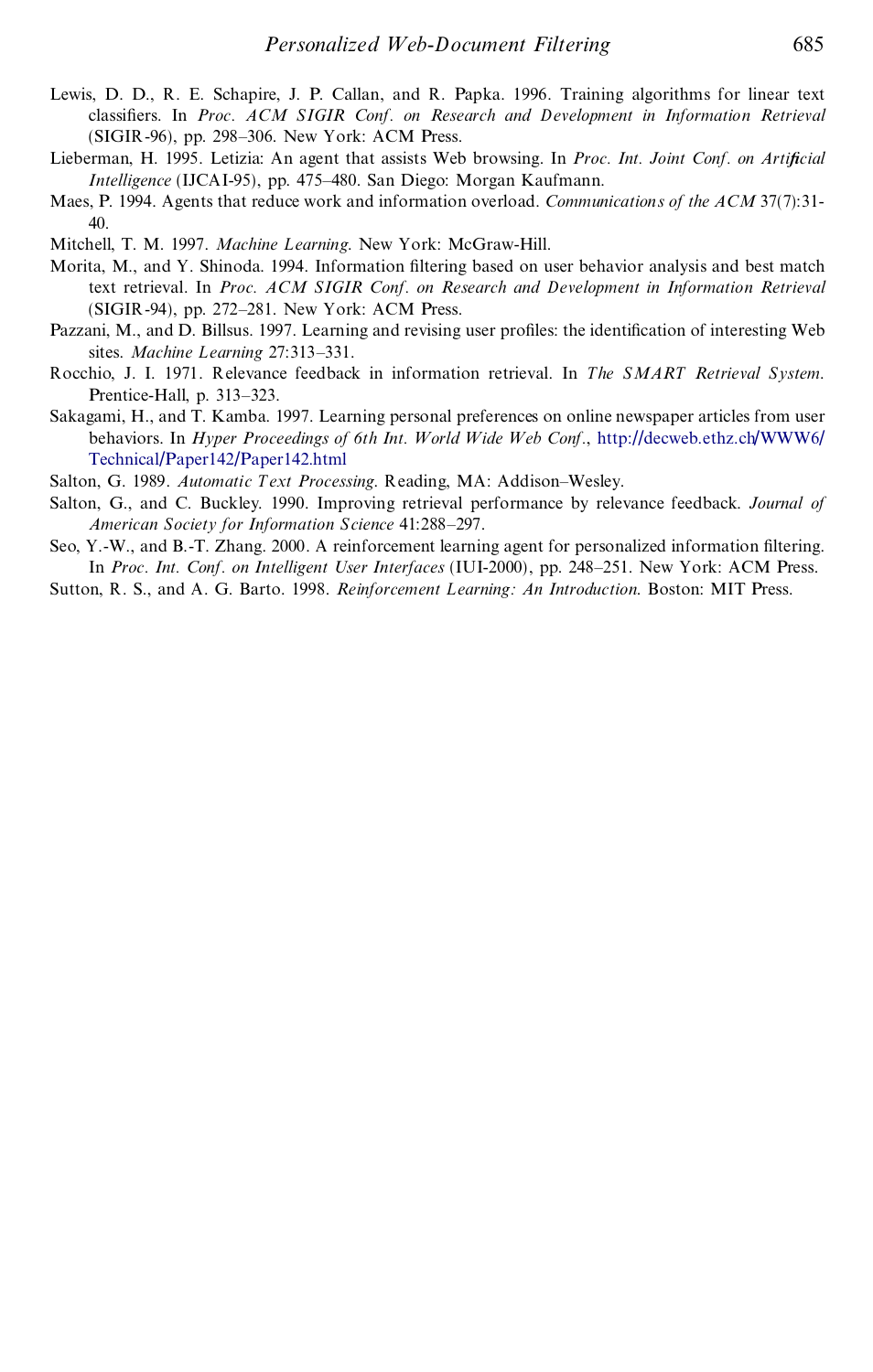Lewis, D. D., R. E. Schapire, J. P. Callan, and R. Papka. 1996. Training algorithms for linear text classifiers. In *Proc. ACM SIGIR Conf. on Research and Development in Information Retrieval* (SIGIR-96), pp. 298–306. New York: ACM Press.

Lieberman, H. 1995. Letizia: An agent that assists Web browsing. In *Proc. Int. Joint Conf. on Artificial Intelligence* (IJCAI-95), pp. 475–480. San Diego: Morgan Kaufmann.

Maes, P. 1994. Agents that reduce work and information overload. *Communications of the ACM* 37(7):31-40.

Mitchell, T. M. 1997. *Machine Learning*. New York: McGraw-Hill.

Morita, M., and Y. Shinoda. 1994. Information filtering based on user behavior analysis and best match text retrieval. In *Proc. ACM SIGIR Conf. on Research and Development in Information Retrieval* (SIGIR-94), pp. 272–281. New York: ACM Press.

Pazzani, M., and D. Billsus. 1997. Learning and revising user profiles: the identification of interesting Web sites. *Machine Learning* 27:313–331.

Rocchio, J. I. 1971. Relevance feedback in information retrieval. In *The SMART Retrieval System*. Prentice-Hall, p. 313–323.

Sakagami, H., and T. Kamba. 1997. Learning personal preferences on online newspaper articles from user behaviors. In *Hyper Proceedings of 6th Int. World Wide Web Conf.*, http://decweb.ethz.ch/WWW6/Technical/Paper142/Paper142.html

Salton, G. 1989. *Automatic Text Processing*. Reading, MA: Addison–Wesley.

Salton, G., and C. Buckley. 1990. Improving retrieval performance by relevance feedback. *Journal of American Society for Information Science* 41:288–297.

Seo, Y.-W., and B.-T. Zhang. 2000. A reinforcement learning agent for personalized information filtering. In *Proc. Int. Conf. on Intelligent User Interfaces* (IUI-2000), pp. 248–251. New York: ACM Press.

Sutton, R. S., and A. G. Barto. 1998. *Reinforcement Learning: An Introduction*. Boston: MIT Press.